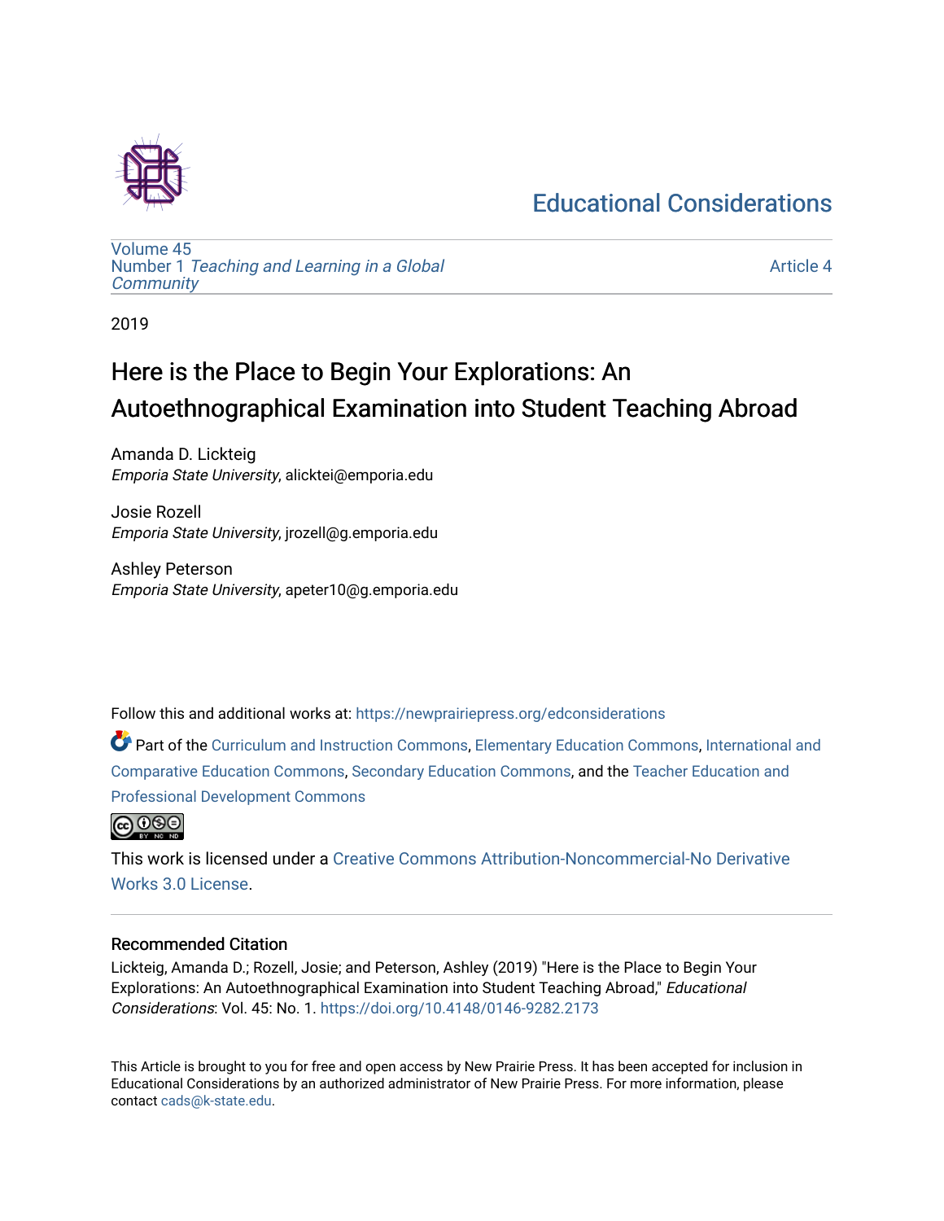Educational Considerations

Volume 45
Number 1 *Teaching and Learning in a Global Community*

Article 4

2019

# Here is the Place to Begin Your Explorations: An Autoethnographical Examination into Student Teaching Abroad

Amanda D. Lickteig
*Emporia State University*, alicktei@emporia.edu

Josie Rozell
*Emporia State University*, jrozell@g.emporia.edu

Ashley Peterson
*Emporia State University*, apeter10@g.emporia.edu

Follow this and additional works at: https://newprairiepress.org/edconsiderations

Part of the Curriculum and Instruction Commons, Elementary Education Commons, International and Comparative Education Commons, Secondary Education Commons, and the Teacher Education and Professional Development Commons

This work is licensed under a Creative Commons Attribution-Noncommercial-No Derivative Works 3.0 License.

## Recommended Citation

Lickteig, Amanda D.; Rozell, Josie; and Peterson, Ashley (2019) "Here is the Place to Begin Your Explorations: An Autoethnographical Examination into Student Teaching Abroad," *Educational Considerations*: Vol. 45: No. 1. https://doi.org/10.4148/0146-9282.2173

This Article is brought to you for free and open access by New Prairie Press. It has been accepted for inclusion in Educational Considerations by an authorized administrator of New Prairie Press. For more information, please contact cads@k-state.edu.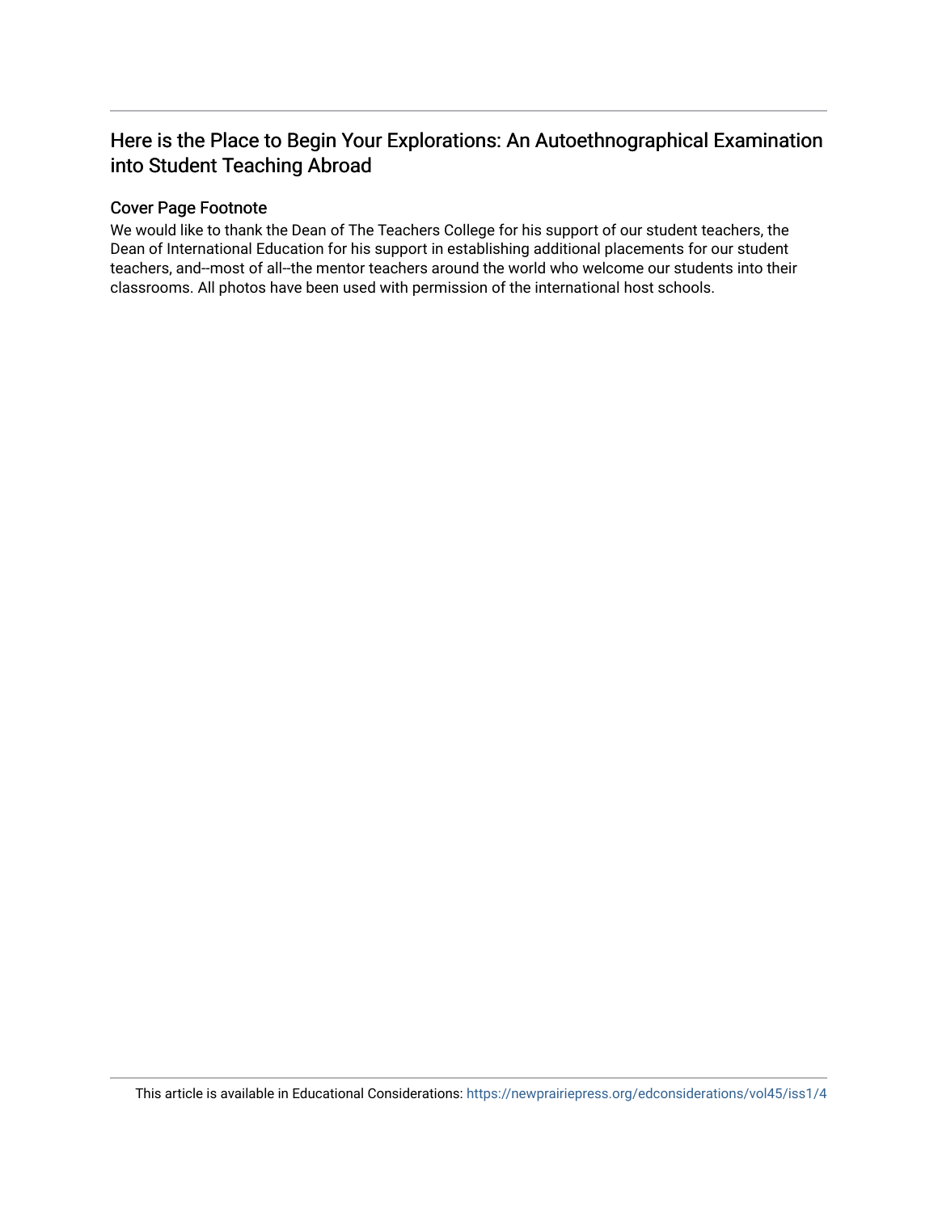## Here is the Place to Begin Your Explorations: An Autoethnographical Examination into Student Teaching Abroad

### Cover Page Footnote

We would like to thank the Dean of The Teachers College for his support of our student teachers, the Dean of International Education for his support in establishing additional placements for our student teachers, and--most of all--the mentor teachers around the world who welcome our students into their classrooms. All photos have been used with permission of the international host schools.

This article is available in Educational Considerations: https://newprairiepress.org/edconsiderations/vol45/iss1/4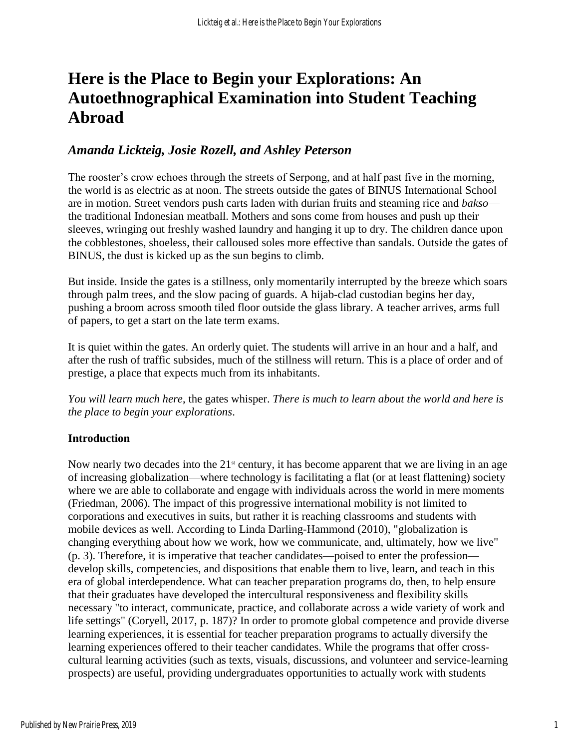# Here is the Place to Begin your Explorations: An Autoethnographical Examination into Student Teaching Abroad

### *Amanda Lickteig, Josie Rozell, and Ashley Peterson*

The rooster's crow echoes through the streets of Serpong, and at half past five in the morning, the world is as electric as at noon. The streets outside the gates of BINUS International School are in motion. Street vendors push carts laden with durian fruits and steaming rice and *bakso*—the traditional Indonesian meatball. Mothers and sons come from houses and push up their sleeves, wringing out freshly washed laundry and hanging it up to dry. The children dance upon the cobblestones, shoeless, their calloused soles more effective than sandals. Outside the gates of BINUS, the dust is kicked up as the sun begins to climb.

But inside. Inside the gates is a stillness, only momentarily interrupted by the breeze which soars through palm trees, and the slow pacing of guards. A hijab-clad custodian begins her day, pushing a broom across smooth tiled floor outside the glass library. A teacher arrives, arms full of papers, to get a start on the late term exams.

It is quiet within the gates. An orderly quiet. The students will arrive in an hour and a half, and after the rush of traffic subsides, much of the stillness will return. This is a place of order and of prestige, a place that expects much from its inhabitants.

*You will learn much here*, the gates whisper. *There is much to learn about the world and here is the place to begin your explorations*.

**Introduction**

Now nearly two decades into the 21st century, it has become apparent that we are living in an age of increasing globalization—where technology is facilitating a flat (or at least flattening) society where we are able to collaborate and engage with individuals across the world in mere moments (Friedman, 2006). The impact of this progressive international mobility is not limited to corporations and executives in suits, but rather it is reaching classrooms and students with mobile devices as well. According to Linda Darling-Hammond (2010), "globalization is changing everything about how we work, how we communicate, and, ultimately, how we live" (p. 3). Therefore, it is imperative that teacher candidates—poised to enter the profession—develop skills, competencies, and dispositions that enable them to live, learn, and teach in this era of global interdependence. What can teacher preparation programs do, then, to help ensure that their graduates have developed the intercultural responsiveness and flexibility skills necessary "to interact, communicate, practice, and collaborate across a wide variety of work and life settings" (Coryell, 2017, p. 187)? In order to promote global competence and provide diverse learning experiences, it is essential for teacher preparation programs to actually diversify the learning experiences offered to their teacher candidates. While the programs that offer cross-cultural learning activities (such as texts, visuals, discussions, and volunteer and service-learning prospects) are useful, providing undergraduates opportunities to actually work with students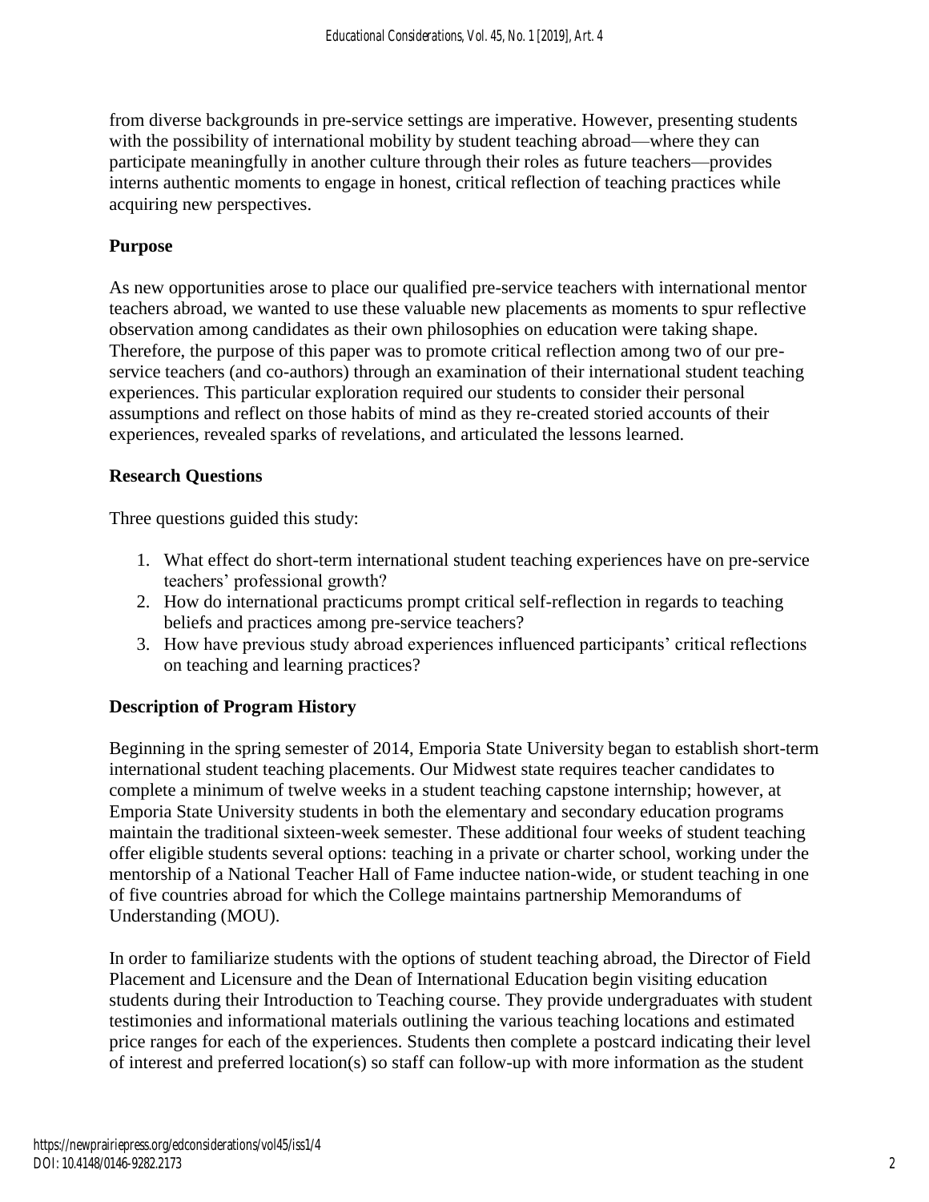from diverse backgrounds in pre-service settings are imperative. However, presenting students with the possibility of international mobility by student teaching abroad—where they can participate meaningfully in another culture through their roles as future teachers—provides interns authentic moments to engage in honest, critical reflection of teaching practices while acquiring new perspectives.

### Purpose

As new opportunities arose to place our qualified pre-service teachers with international mentor teachers abroad, we wanted to use these valuable new placements as moments to spur reflective observation among candidates as their own philosophies on education were taking shape. Therefore, the purpose of this paper was to promote critical reflection among two of our pre-service teachers (and co-authors) through an examination of their international student teaching experiences. This particular exploration required our students to consider their personal assumptions and reflect on those habits of mind as they re-created storied accounts of their experiences, revealed sparks of revelations, and articulated the lessons learned.

### Research Questions

Three questions guided this study:

1. What effect do short-term international student teaching experiences have on pre-service teachers' professional growth?
2. How do international practicums prompt critical self-reflection in regards to teaching beliefs and practices among pre-service teachers?
3. How have previous study abroad experiences influenced participants' critical reflections on teaching and learning practices?

### Description of Program History

Beginning in the spring semester of 2014, Emporia State University began to establish short-term international student teaching placements. Our Midwest state requires teacher candidates to complete a minimum of twelve weeks in a student teaching capstone internship; however, at Emporia State University students in both the elementary and secondary education programs maintain the traditional sixteen-week semester. These additional four weeks of student teaching offer eligible students several options: teaching in a private or charter school, working under the mentorship of a National Teacher Hall of Fame inductee nation-wide, or student teaching in one of five countries abroad for which the College maintains partnership Memorandums of Understanding (MOU).

In order to familiarize students with the options of student teaching abroad, the Director of Field Placement and Licensure and the Dean of International Education begin visiting education students during their Introduction to Teaching course. They provide undergraduates with student testimonies and informational materials outlining the various teaching locations and estimated price ranges for each of the experiences. Students then complete a postcard indicating their level of interest and preferred location(s) so staff can follow-up with more information as the student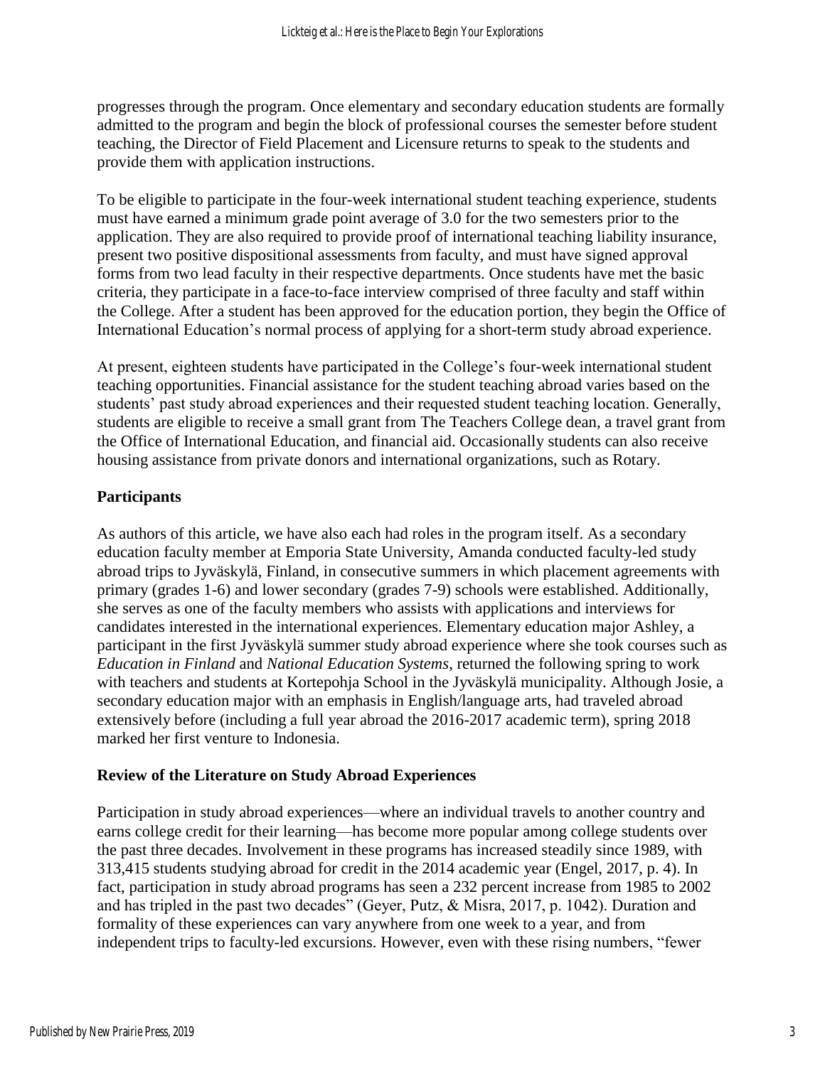progresses through the program. Once elementary and secondary education students are formally admitted to the program and begin the block of professional courses the semester before student teaching, the Director of Field Placement and Licensure returns to speak to the students and provide them with application instructions.

To be eligible to participate in the four-week international student teaching experience, students must have earned a minimum grade point average of 3.0 for the two semesters prior to the application. They are also required to provide proof of international teaching liability insurance, present two positive dispositional assessments from faculty, and must have signed approval forms from two lead faculty in their respective departments. Once students have met the basic criteria, they participate in a face-to-face interview comprised of three faculty and staff within the College. After a student has been approved for the education portion, they begin the Office of International Education's normal process of applying for a short-term study abroad experience.

At present, eighteen students have participated in the College's four-week international student teaching opportunities. Financial assistance for the student teaching abroad varies based on the students' past study abroad experiences and their requested student teaching location. Generally, students are eligible to receive a small grant from The Teachers College dean, a travel grant from the Office of International Education, and financial aid. Occasionally students can also receive housing assistance from private donors and international organizations, such as Rotary.

## Participants

As authors of this article, we have also each had roles in the program itself. As a secondary education faculty member at Emporia State University, Amanda conducted faculty-led study abroad trips to Jyväskylä, Finland, in consecutive summers in which placement agreements with primary (grades 1-6) and lower secondary (grades 7-9) schools were established. Additionally, she serves as one of the faculty members who assists with applications and interviews for candidates interested in the international experiences. Elementary education major Ashley, a participant in the first Jyväskylä summer study abroad experience where she took courses such as *Education in Finland* and *National Education Systems*, returned the following spring to work with teachers and students at Kortepohja School in the Jyväskylä municipality. Although Josie, a secondary education major with an emphasis in English/language arts, had traveled abroad extensively before (including a full year abroad the 2016-2017 academic term), spring 2018 marked her first venture to Indonesia.

## Review of the Literature on Study Abroad Experiences

Participation in study abroad experiences—where an individual travels to another country and earns college credit for their learning—has become more popular among college students over the past three decades. Involvement in these programs has increased steadily since 1989, with 313,415 students studying abroad for credit in the 2014 academic year (Engel, 2017, p. 4). In fact, participation in study abroad programs has seen a 232 percent increase from 1985 to 2002 and has tripled in the past two decades" (Geyer, Putz, & Misra, 2017, p. 1042). Duration and formality of these experiences can vary anywhere from one week to a year, and from independent trips to faculty-led excursions. However, even with these rising numbers, "fewer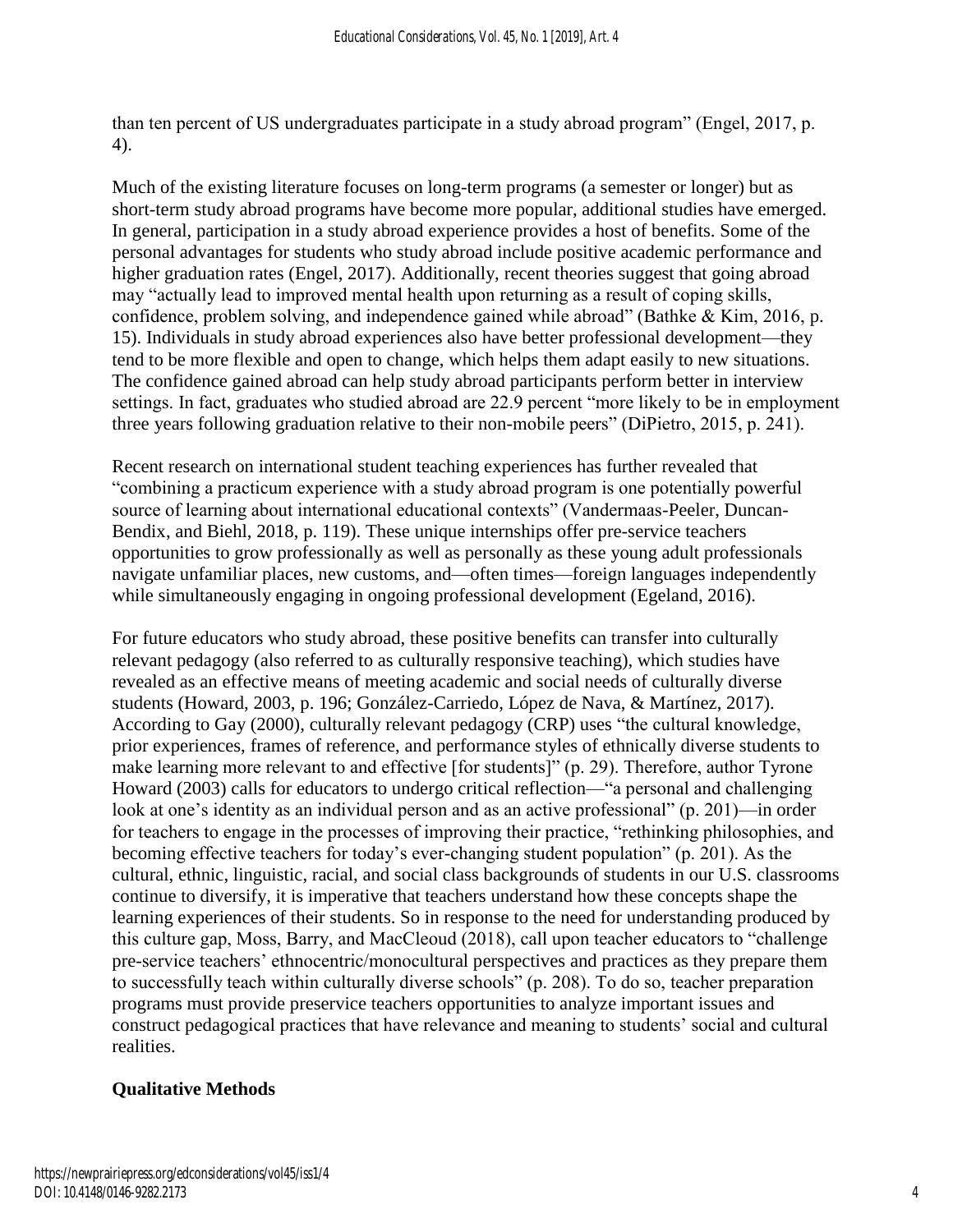than ten percent of US undergraduates participate in a study abroad program" (Engel, 2017, p. 4).

Much of the existing literature focuses on long-term programs (a semester or longer) but as short-term study abroad programs have become more popular, additional studies have emerged. In general, participation in a study abroad experience provides a host of benefits. Some of the personal advantages for students who study abroad include positive academic performance and higher graduation rates (Engel, 2017). Additionally, recent theories suggest that going abroad may "actually lead to improved mental health upon returning as a result of coping skills, confidence, problem solving, and independence gained while abroad" (Bathke & Kim, 2016, p. 15). Individuals in study abroad experiences also have better professional development—they tend to be more flexible and open to change, which helps them adapt easily to new situations. The confidence gained abroad can help study abroad participants perform better in interview settings. In fact, graduates who studied abroad are 22.9 percent "more likely to be in employment three years following graduation relative to their non-mobile peers" (DiPietro, 2015, p. 241).

Recent research on international student teaching experiences has further revealed that "combining a practicum experience with a study abroad program is one potentially powerful source of learning about international educational contexts" (Vandermaas-Peeler, Duncan-Bendix, and Biehl, 2018, p. 119). These unique internships offer pre-service teachers opportunities to grow professionally as well as personally as these young adult professionals navigate unfamiliar places, new customs, and—often times—foreign languages independently while simultaneously engaging in ongoing professional development (Egeland, 2016).

For future educators who study abroad, these positive benefits can transfer into culturally relevant pedagogy (also referred to as culturally responsive teaching), which studies have revealed as an effective means of meeting academic and social needs of culturally diverse students (Howard, 2003, p. 196; González-Carriedo, López de Nava, & Martínez, 2017). According to Gay (2000), culturally relevant pedagogy (CRP) uses "the cultural knowledge, prior experiences, frames of reference, and performance styles of ethnically diverse students to make learning more relevant to and effective [for students]" (p. 29). Therefore, author Tyrone Howard (2003) calls for educators to undergo critical reflection—"a personal and challenging look at one's identity as an individual person and as an active professional" (p. 201)—in order for teachers to engage in the processes of improving their practice, "rethinking philosophies, and becoming effective teachers for today's ever-changing student population" (p. 201). As the cultural, ethnic, linguistic, racial, and social class backgrounds of students in our U.S. classrooms continue to diversify, it is imperative that teachers understand how these concepts shape the learning experiences of their students. So in response to the need for understanding produced by this culture gap, Moss, Barry, and MacCleoud (2018), call upon teacher educators to "challenge pre-service teachers' ethnocentric/monocultural perspectives and practices as they prepare them to successfully teach within culturally diverse schools" (p. 208). To do so, teacher preparation programs must provide preservice teachers opportunities to analyze important issues and construct pedagogical practices that have relevance and meaning to students' social and cultural realities.

## Qualitative Methods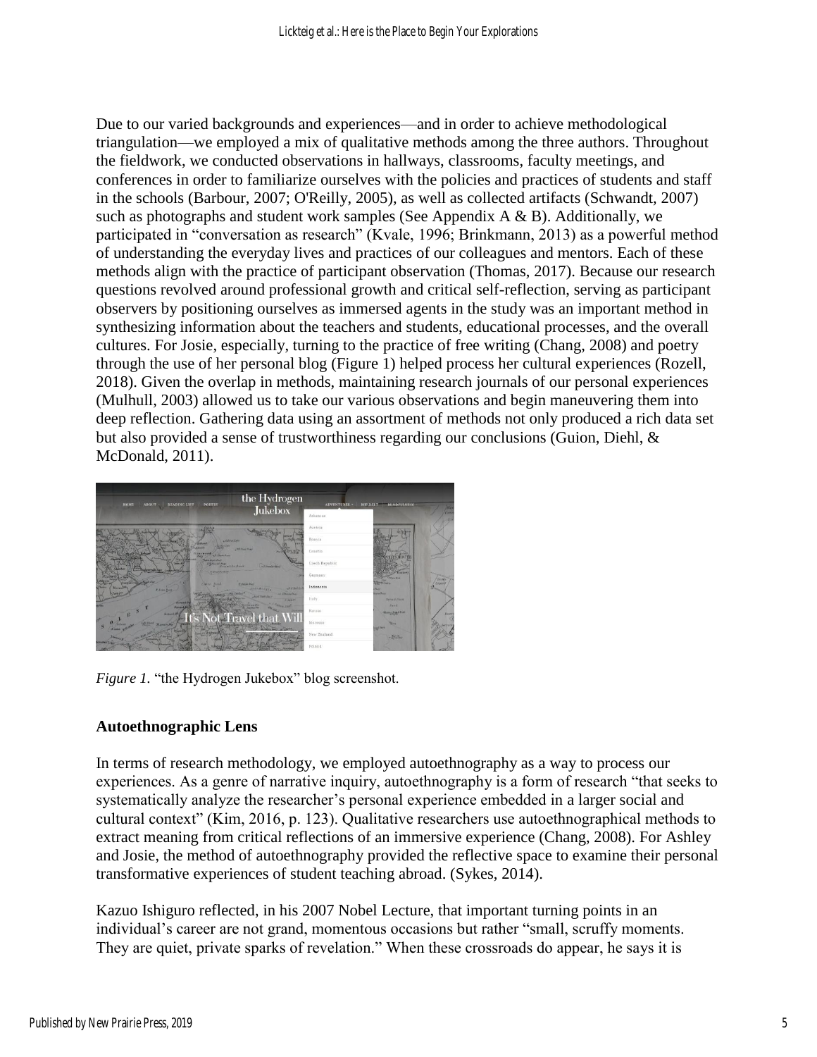Due to our varied backgrounds and experiences—and in order to achieve methodological triangulation—we employed a mix of qualitative methods among the three authors. Throughout the fieldwork, we conducted observations in hallways, classrooms, faculty meetings, and conferences in order to familiarize ourselves with the policies and practices of students and staff in the schools (Barbour, 2007; O'Reilly, 2005), as well as collected artifacts (Schwandt, 2007) such as photographs and student work samples (See Appendix A & B). Additionally, we participated in "conversation as research" (Kvale, 1996; Brinkmann, 2013) as a powerful method of understanding the everyday lives and practices of our colleagues and mentors. Each of these methods align with the practice of participant observation (Thomas, 2017). Because our research questions revolved around professional growth and critical self-reflection, serving as participant observers by positioning ourselves as immersed agents in the study was an important method in synthesizing information about the teachers and students, educational processes, and the overall cultures. For Josie, especially, turning to the practice of free writing (Chang, 2008) and poetry through the use of her personal blog (Figure 1) helped process her cultural experiences (Rozell, 2018). Given the overlap in methods, maintaining research journals of our personal experiences (Mulhull, 2003) allowed us to take our various observations and begin maneuvering them into deep reflection. Gathering data using an assortment of methods not only produced a rich data set but also provided a sense of trustworthiness regarding our conclusions (Guion, Diehl, & McDonald, 2011).

*Figure 1.* "the Hydrogen Jukebox" blog screenshot.

**Autoethnographic Lens**

In terms of research methodology, we employed autoethnography as a way to process our experiences. As a genre of narrative inquiry, autoethnography is a form of research "that seeks to systematically analyze the researcher's personal experience embedded in a larger social and cultural context" (Kim, 2016, p. 123). Qualitative researchers use autoethnographical methods to extract meaning from critical reflections of an immersive experience (Chang, 2008). For Ashley and Josie, the method of autoethnography provided the reflective space to examine their personal transformative experiences of student teaching abroad. (Sykes, 2014).

Kazuo Ishiguro reflected, in his 2007 Nobel Lecture, that important turning points in an individual's career are not grand, momentous occasions but rather "small, scruffy moments. They are quiet, private sparks of revelation." When these crossroads do appear, he says it is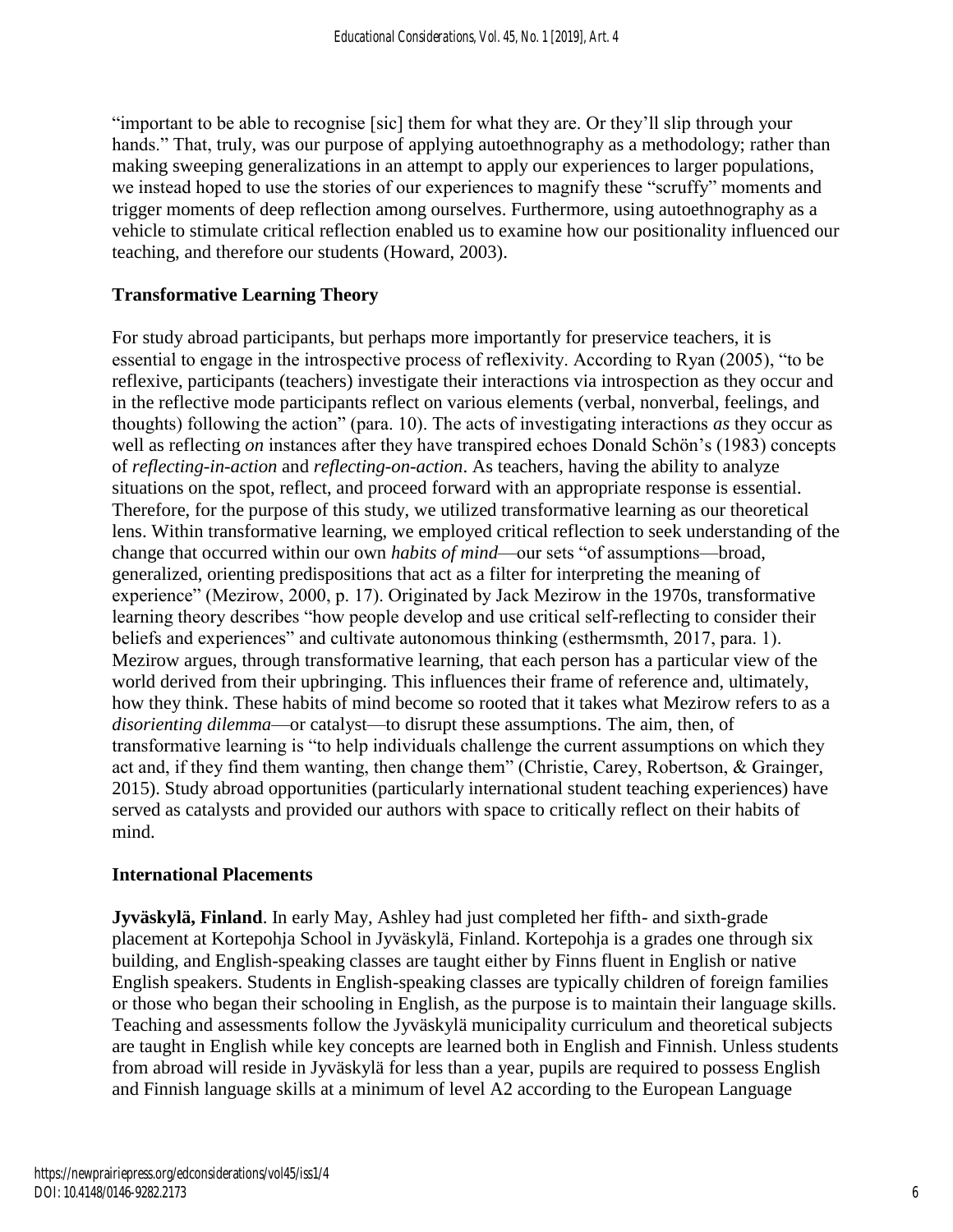"important to be able to recognise [sic] them for what they are. Or they'll slip through your hands." That, truly, was our purpose of applying autoethnography as a methodology; rather than making sweeping generalizations in an attempt to apply our experiences to larger populations, we instead hoped to use the stories of our experiences to magnify these "scruffy" moments and trigger moments of deep reflection among ourselves. Furthermore, using autoethnography as a vehicle to stimulate critical reflection enabled us to examine how our positionality influenced our teaching, and therefore our students (Howard, 2003).

## Transformative Learning Theory

For study abroad participants, but perhaps more importantly for preservice teachers, it is essential to engage in the introspective process of reflexivity. According to Ryan (2005), "to be reflexive, participants (teachers) investigate their interactions via introspection as they occur and in the reflective mode participants reflect on various elements (verbal, nonverbal, feelings, and thoughts) following the action" (para. 10). The acts of investigating interactions *as* they occur as well as reflecting *on* instances after they have transpired echoes Donald Schön's (1983) concepts of *reflecting-in-action* and *reflecting-on-action*. As teachers, having the ability to analyze situations on the spot, reflect, and proceed forward with an appropriate response is essential. Therefore, for the purpose of this study, we utilized transformative learning as our theoretical lens. Within transformative learning, we employed critical reflection to seek understanding of the change that occurred within our own *habits of mind*—our sets "of assumptions—broad, generalized, orienting predispositions that act as a filter for interpreting the meaning of experience" (Mezirow, 2000, p. 17). Originated by Jack Mezirow in the 1970s, transformative learning theory describes "how people develop and use critical self-reflecting to consider their beliefs and experiences" and cultivate autonomous thinking (esthermsmth, 2017, para. 1). Mezirow argues, through transformative learning, that each person has a particular view of the world derived from their upbringing. This influences their frame of reference and, ultimately, how they think. These habits of mind become so rooted that it takes what Mezirow refers to as a *disorienting dilemma*—or catalyst—to disrupt these assumptions. The aim, then, of transformative learning is "to help individuals challenge the current assumptions on which they act and, if they find them wanting, then change them" (Christie, Carey, Robertson, & Grainger, 2015). Study abroad opportunities (particularly international student teaching experiences) have served as catalysts and provided our authors with space to critically reflect on their habits of mind.

## International Placements

**Jyväskylä, Finland**. In early May, Ashley had just completed her fifth- and sixth-grade placement at Kortepohja School in Jyväskylä, Finland. Kortepohja is a grades one through six building, and English-speaking classes are taught either by Finns fluent in English or native English speakers. Students in English-speaking classes are typically children of foreign families or those who began their schooling in English, as the purpose is to maintain their language skills. Teaching and assessments follow the Jyväskylä municipality curriculum and theoretical subjects are taught in English while key concepts are learned both in English and Finnish. Unless students from abroad will reside in Jyväskylä for less than a year, pupils are required to possess English and Finnish language skills at a minimum of level A2 according to the European Language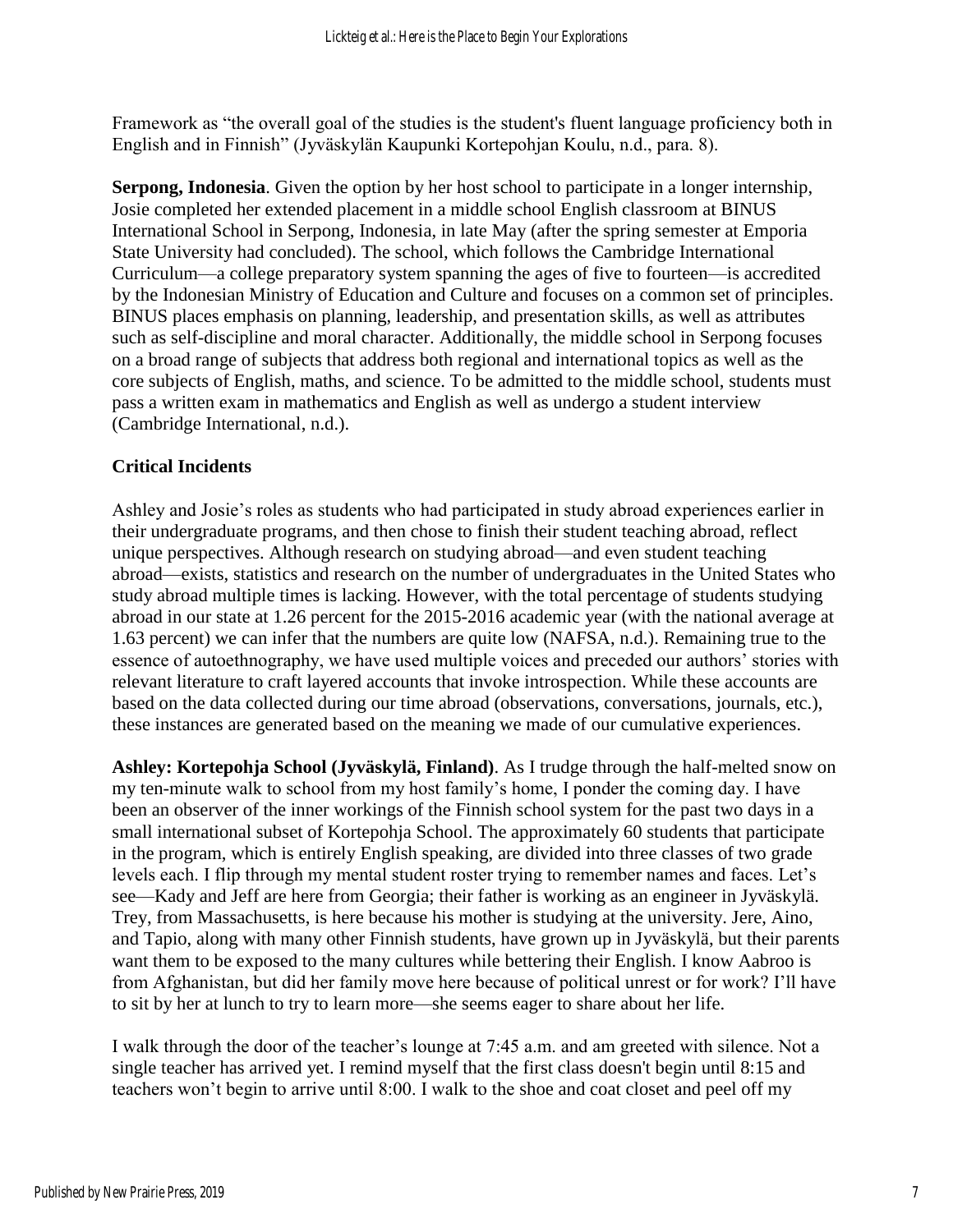Framework as "the overall goal of the studies is the student's fluent language proficiency both in English and in Finnish" (Jyväskylän Kaupunki Kortepohjan Koulu, n.d., para. 8).

**Serpong, Indonesia**. Given the option by her host school to participate in a longer internship, Josie completed her extended placement in a middle school English classroom at BINUS International School in Serpong, Indonesia, in late May (after the spring semester at Emporia State University had concluded). The school, which follows the Cambridge International Curriculum—a college preparatory system spanning the ages of five to fourteen—is accredited by the Indonesian Ministry of Education and Culture and focuses on a common set of principles. BINUS places emphasis on planning, leadership, and presentation skills, as well as attributes such as self-discipline and moral character. Additionally, the middle school in Serpong focuses on a broad range of subjects that address both regional and international topics as well as the core subjects of English, maths, and science. To be admitted to the middle school, students must pass a written exam in mathematics and English as well as undergo a student interview (Cambridge International, n.d.).

## Critical Incidents

Ashley and Josie's roles as students who had participated in study abroad experiences earlier in their undergraduate programs, and then chose to finish their student teaching abroad, reflect unique perspectives. Although research on studying abroad—and even student teaching abroad—exists, statistics and research on the number of undergraduates in the United States who study abroad multiple times is lacking. However, with the total percentage of students studying abroad in our state at 1.26 percent for the 2015-2016 academic year (with the national average at 1.63 percent) we can infer that the numbers are quite low (NAFSA, n.d.). Remaining true to the essence of autoethnography, we have used multiple voices and preceded our authors' stories with relevant literature to craft layered accounts that invoke introspection. While these accounts are based on the data collected during our time abroad (observations, conversations, journals, etc.), these instances are generated based on the meaning we made of our cumulative experiences.

**Ashley: Kortepohja School (Jyväskylä, Finland)**. As I trudge through the half-melted snow on my ten-minute walk to school from my host family's home, I ponder the coming day. I have been an observer of the inner workings of the Finnish school system for the past two days in a small international subset of Kortepohja School. The approximately 60 students that participate in the program, which is entirely English speaking, are divided into three classes of two grade levels each. I flip through my mental student roster trying to remember names and faces. Let's see—Kady and Jeff are here from Georgia; their father is working as an engineer in Jyväskylä. Trey, from Massachusetts, is here because his mother is studying at the university. Jere, Aino, and Tapio, along with many other Finnish students, have grown up in Jyväskylä, but their parents want them to be exposed to the many cultures while bettering their English. I know Aabroo is from Afghanistan, but did her family move here because of political unrest or for work? I'll have to sit by her at lunch to try to learn more—she seems eager to share about her life.

I walk through the door of the teacher's lounge at 7:45 a.m. and am greeted with silence. Not a single teacher has arrived yet. I remind myself that the first class doesn't begin until 8:15 and teachers won't begin to arrive until 8:00. I walk to the shoe and coat closet and peel off my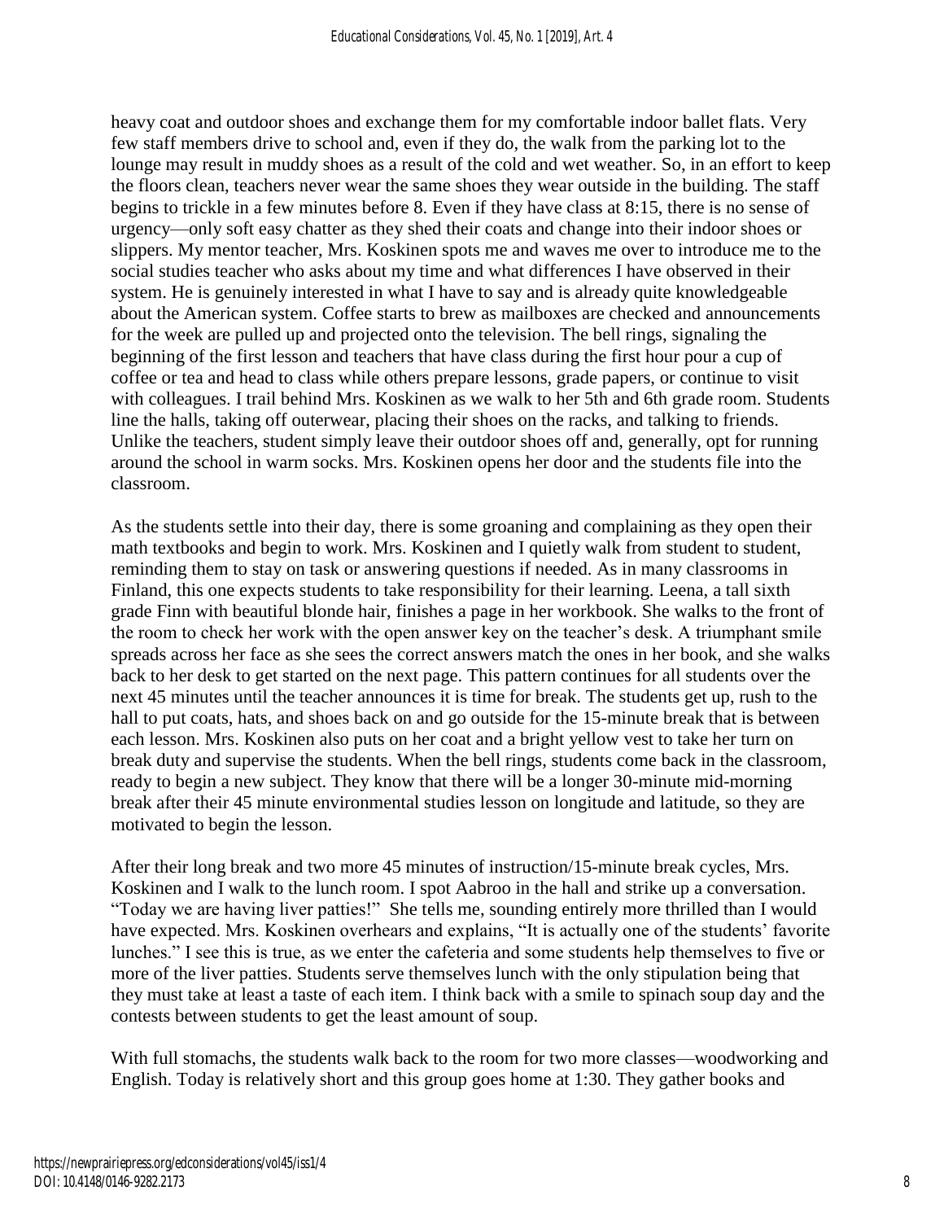heavy coat and outdoor shoes and exchange them for my comfortable indoor ballet flats. Very few staff members drive to school and, even if they do, the walk from the parking lot to the lounge may result in muddy shoes as a result of the cold and wet weather. So, in an effort to keep the floors clean, teachers never wear the same shoes they wear outside in the building. The staff begins to trickle in a few minutes before 8. Even if they have class at 8:15, there is no sense of urgency—only soft easy chatter as they shed their coats and change into their indoor shoes or slippers. My mentor teacher, Mrs. Koskinen spots me and waves me over to introduce me to the social studies teacher who asks about my time and what differences I have observed in their system. He is genuinely interested in what I have to say and is already quite knowledgeable about the American system. Coffee starts to brew as mailboxes are checked and announcements for the week are pulled up and projected onto the television. The bell rings, signaling the beginning of the first lesson and teachers that have class during the first hour pour a cup of coffee or tea and head to class while others prepare lessons, grade papers, or continue to visit with colleagues. I trail behind Mrs. Koskinen as we walk to her 5th and 6th grade room. Students line the halls, taking off outerwear, placing their shoes on the racks, and talking to friends. Unlike the teachers, student simply leave their outdoor shoes off and, generally, opt for running around the school in warm socks. Mrs. Koskinen opens her door and the students file into the classroom.

As the students settle into their day, there is some groaning and complaining as they open their math textbooks and begin to work. Mrs. Koskinen and I quietly walk from student to student, reminding them to stay on task or answering questions if needed. As in many classrooms in Finland, this one expects students to take responsibility for their learning. Leena, a tall sixth grade Finn with beautiful blonde hair, finishes a page in her workbook. She walks to the front of the room to check her work with the open answer key on the teacher's desk. A triumphant smile spreads across her face as she sees the correct answers match the ones in her book, and she walks back to her desk to get started on the next page. This pattern continues for all students over the next 45 minutes until the teacher announces it is time for break. The students get up, rush to the hall to put coats, hats, and shoes back on and go outside for the 15-minute break that is between each lesson. Mrs. Koskinen also puts on her coat and a bright yellow vest to take her turn on break duty and supervise the students. When the bell rings, students come back in the classroom, ready to begin a new subject. They know that there will be a longer 30-minute mid-morning break after their 45 minute environmental studies lesson on longitude and latitude, so they are motivated to begin the lesson.

After their long break and two more 45 minutes of instruction/15-minute break cycles, Mrs. Koskinen and I walk to the lunch room. I spot Aabroo in the hall and strike up a conversation. "Today we are having liver patties!" She tells me, sounding entirely more thrilled than I would have expected. Mrs. Koskinen overhears and explains, "It is actually one of the students' favorite lunches." I see this is true, as we enter the cafeteria and some students help themselves to five or more of the liver patties. Students serve themselves lunch with the only stipulation being that they must take at least a taste of each item. I think back with a smile to spinach soup day and the contests between students to get the least amount of soup.

With full stomachs, the students walk back to the room for two more classes—woodworking and English. Today is relatively short and this group goes home at 1:30. They gather books and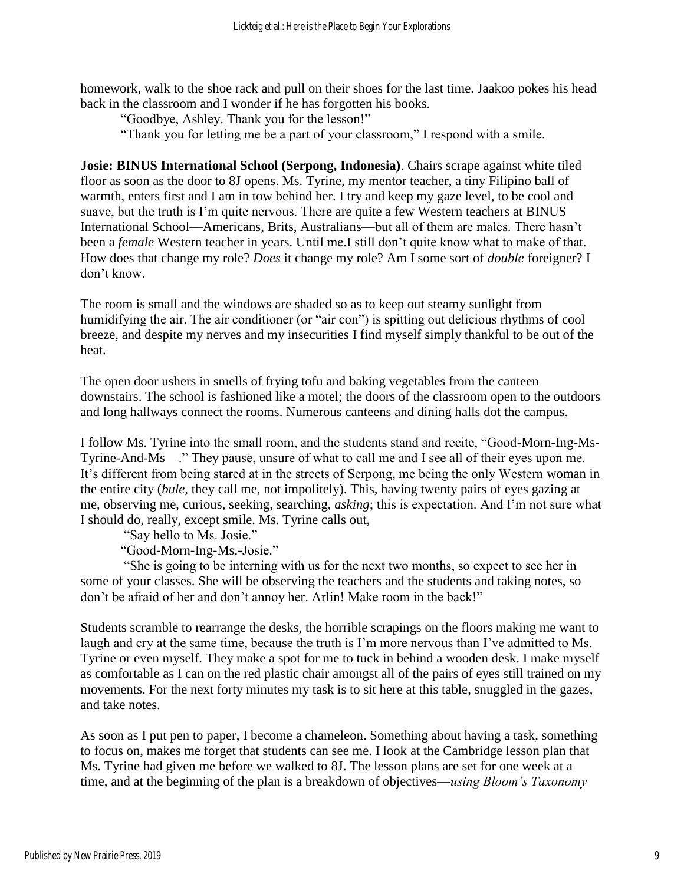homework, walk to the shoe rack and pull on their shoes for the last time. Jaakoo pokes his head back in the classroom and I wonder if he has forgotten his books.

"Goodbye, Ashley. Thank you for the lesson!"

"Thank you for letting me be a part of your classroom," I respond with a smile.

**Josie: BINUS International School (Serpong, Indonesia)**. Chairs scrape against white tiled floor as soon as the door to 8J opens. Ms. Tyrine, my mentor teacher, a tiny Filipino ball of warmth, enters first and I am in tow behind her. I try and keep my gaze level, to be cool and suave, but the truth is I'm quite nervous. There are quite a few Western teachers at BINUS International School—Americans, Brits, Australians—but all of them are males. There hasn't been a *female* Western teacher in years. Until me.I still don't quite know what to make of that. How does that change my role? *Does* it change my role? Am I some sort of *double* foreigner? I don't know.

The room is small and the windows are shaded so as to keep out steamy sunlight from humidifying the air. The air conditioner (or "air con") is spitting out delicious rhythms of cool breeze, and despite my nerves and my insecurities I find myself simply thankful to be out of the heat.

The open door ushers in smells of frying tofu and baking vegetables from the canteen downstairs. The school is fashioned like a motel; the doors of the classroom open to the outdoors and long hallways connect the rooms. Numerous canteens and dining halls dot the campus.

I follow Ms. Tyrine into the small room, and the students stand and recite, "Good-Morn-Ing-Ms-Tyrine-And-Ms—." They pause, unsure of what to call me and I see all of their eyes upon me. It's different from being stared at in the streets of Serpong, me being the only Western woman in the entire city (*bule,* they call me, not impolitely). This, having twenty pairs of eyes gazing at me, observing me, curious, seeking, searching, *asking*; this is expectation. And I'm not sure what I should do, really, except smile. Ms. Tyrine calls out,

"Say hello to Ms. Josie."

"Good-Morn-Ing-Ms.-Josie."

"She is going to be interning with us for the next two months, so expect to see her in some of your classes. She will be observing the teachers and the students and taking notes, so don't be afraid of her and don't annoy her. Arlin! Make room in the back!"

Students scramble to rearrange the desks, the horrible scrapings on the floors making me want to laugh and cry at the same time, because the truth is I'm more nervous than I've admitted to Ms. Tyrine or even myself. They make a spot for me to tuck in behind a wooden desk. I make myself as comfortable as I can on the red plastic chair amongst all of the pairs of eyes still trained on my movements. For the next forty minutes my task is to sit here at this table, snuggled in the gazes, and take notes.

As soon as I put pen to paper, I become a chameleon. Something about having a task, something to focus on, makes me forget that students can see me. I look at the Cambridge lesson plan that Ms. Tyrine had given me before we walked to 8J. The lesson plans are set for one week at a time, and at the beginning of the plan is a breakdown of objectives—*using Bloom's Taxonomy*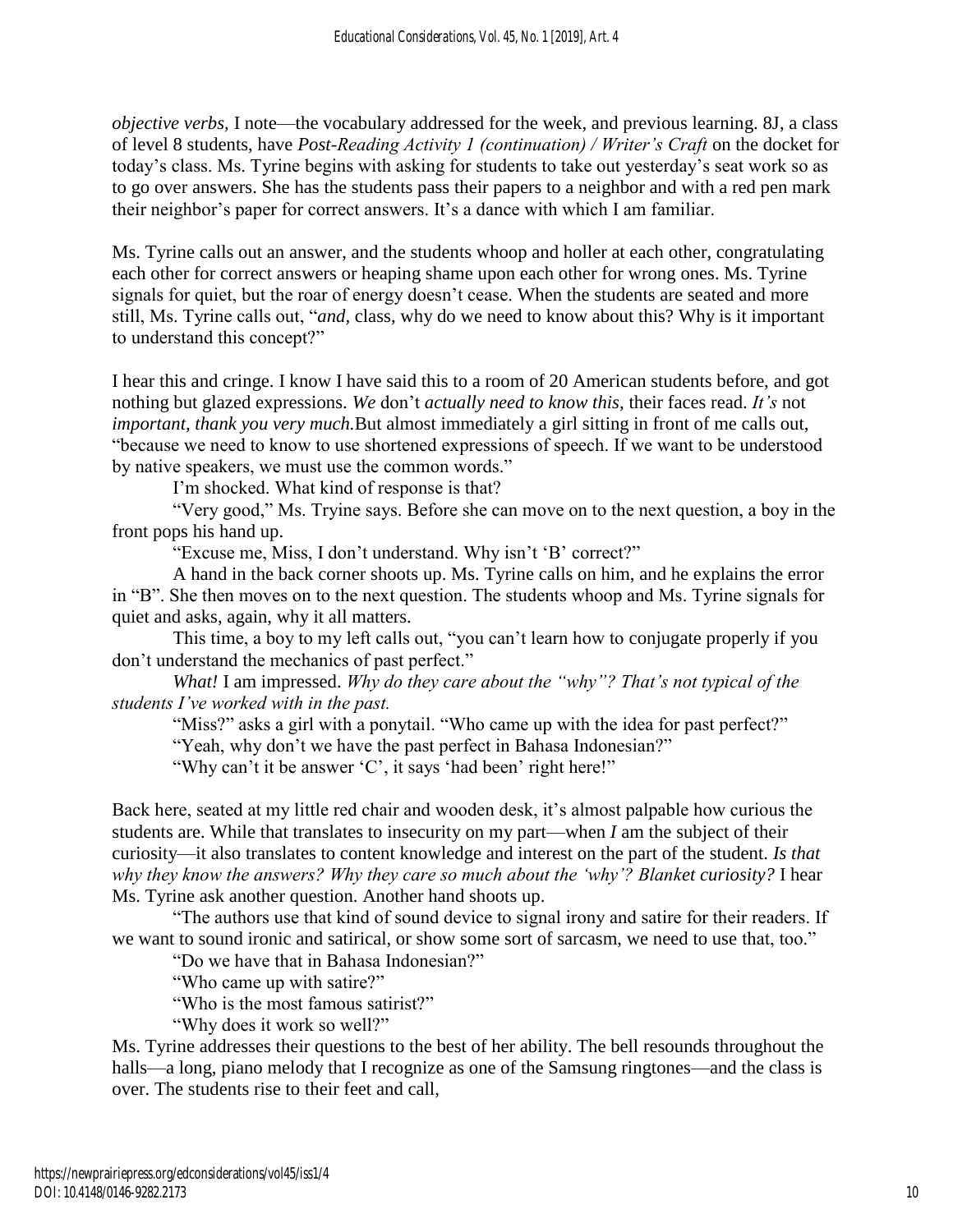*objective verbs,* I note—the vocabulary addressed for the week, and previous learning. 8J, a class of level 8 students, have *Post-Reading Activity 1 (continuation) / Writer's Craft* on the docket for today's class. Ms. Tyrine begins with asking for students to take out yesterday's seat work so as to go over answers. She has the students pass their papers to a neighbor and with a red pen mark their neighbor's paper for correct answers. It's a dance with which I am familiar.

Ms. Tyrine calls out an answer, and the students whoop and holler at each other, congratulating each other for correct answers or heaping shame upon each other for wrong ones. Ms. Tyrine signals for quiet, but the roar of energy doesn't cease. When the students are seated and more still, Ms. Tyrine calls out, "*and,* class, why do we need to know about this? Why is it important to understand this concept?"

I hear this and cringe. I know I have said this to a room of 20 American students before, and got nothing but glazed expressions. *We* don't *actually need to know this,* their faces read. *It's* not *important, thank you very much.*But almost immediately a girl sitting in front of me calls out, "because we need to know to use shortened expressions of speech. If we want to be understood by native speakers, we must use the common words."

I'm shocked. What kind of response is that?

"Very good," Ms. Tryine says. Before she can move on to the next question, a boy in the front pops his hand up.

"Excuse me, Miss, I don't understand. Why isn't 'B' correct?"

A hand in the back corner shoots up. Ms. Tyrine calls on him, and he explains the error in "B". She then moves on to the next question. The students whoop and Ms. Tyrine signals for quiet and asks, again, why it all matters.

This time, a boy to my left calls out, "you can't learn how to conjugate properly if you don't understand the mechanics of past perfect."

*What!* I am impressed. *Why do they care about the "why"? That's not typical of the students I've worked with in the past.*

"Miss?" asks a girl with a ponytail. "Who came up with the idea for past perfect?"

"Yeah, why don't we have the past perfect in Bahasa Indonesian?"

"Why can't it be answer 'C', it says 'had been' right here!"

Back here, seated at my little red chair and wooden desk, it's almost palpable how curious the students are. While that translates to insecurity on my part—when *I* am the subject of their curiosity—it also translates to content knowledge and interest on the part of the student. *Is that why they know the answers? Why they care so much about the 'why'? Blanket curiosity?* I hear Ms. Tyrine ask another question. Another hand shoots up.

"The authors use that kind of sound device to signal irony and satire for their readers. If we want to sound ironic and satirical, or show some sort of sarcasm, we need to use that, too."

"Do we have that in Bahasa Indonesian?"

"Who came up with satire?"

"Who is the most famous satirist?"

"Why does it work so well?"

Ms. Tyrine addresses their questions to the best of her ability. The bell resounds throughout the halls—a long, piano melody that I recognize as one of the Samsung ringtones—and the class is over. The students rise to their feet and call,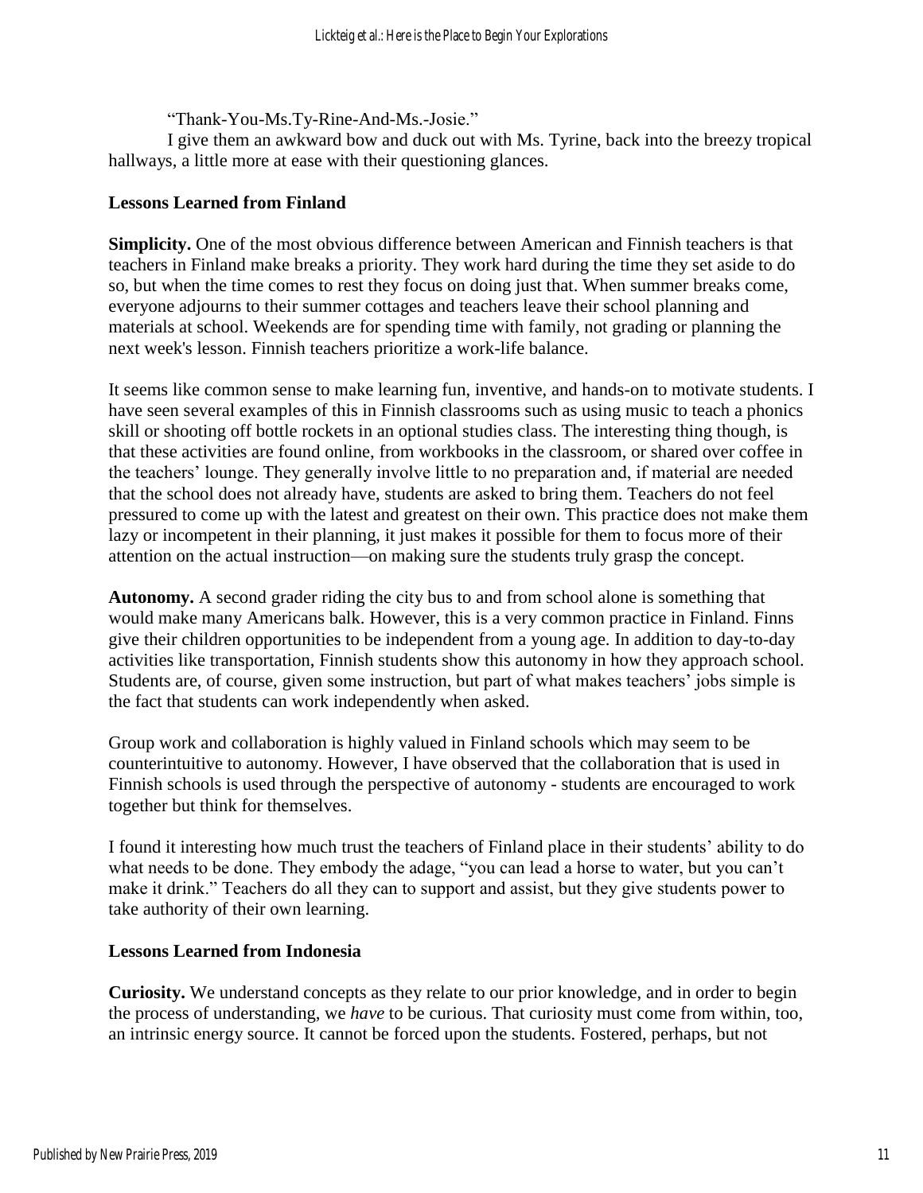"Thank-You-Ms.Ty-Rine-And-Ms.-Josie."

I give them an awkward bow and duck out with Ms. Tyrine, back into the breezy tropical hallways, a little more at ease with their questioning glances.

**Lessons Learned from Finland**

**Simplicity.** One of the most obvious difference between American and Finnish teachers is that teachers in Finland make breaks a priority. They work hard during the time they set aside to do so, but when the time comes to rest they focus on doing just that. When summer breaks come, everyone adjourns to their summer cottages and teachers leave their school planning and materials at school. Weekends are for spending time with family, not grading or planning the next week's lesson. Finnish teachers prioritize a work-life balance.

It seems like common sense to make learning fun, inventive, and hands-on to motivate students. I have seen several examples of this in Finnish classrooms such as using music to teach a phonics skill or shooting off bottle rockets in an optional studies class. The interesting thing though, is that these activities are found online, from workbooks in the classroom, or shared over coffee in the teachers' lounge. They generally involve little to no preparation and, if material are needed that the school does not already have, students are asked to bring them. Teachers do not feel pressured to come up with the latest and greatest on their own. This practice does not make them lazy or incompetent in their planning, it just makes it possible for them to focus more of their attention on the actual instruction—on making sure the students truly grasp the concept.

**Autonomy.** A second grader riding the city bus to and from school alone is something that would make many Americans balk. However, this is a very common practice in Finland. Finns give their children opportunities to be independent from a young age. In addition to day-to-day activities like transportation, Finnish students show this autonomy in how they approach school. Students are, of course, given some instruction, but part of what makes teachers' jobs simple is the fact that students can work independently when asked.

Group work and collaboration is highly valued in Finland schools which may seem to be counterintuitive to autonomy. However, I have observed that the collaboration that is used in Finnish schools is used through the perspective of autonomy - students are encouraged to work together but think for themselves.

I found it interesting how much trust the teachers of Finland place in their students' ability to do what needs to be done. They embody the adage, "you can lead a horse to water, but you can't make it drink." Teachers do all they can to support and assist, but they give students power to take authority of their own learning.

**Lessons Learned from Indonesia**

**Curiosity.** We understand concepts as they relate to our prior knowledge, and in order to begin the process of understanding, we *have* to be curious. That curiosity must come from within, too, an intrinsic energy source. It cannot be forced upon the students. Fostered, perhaps, but not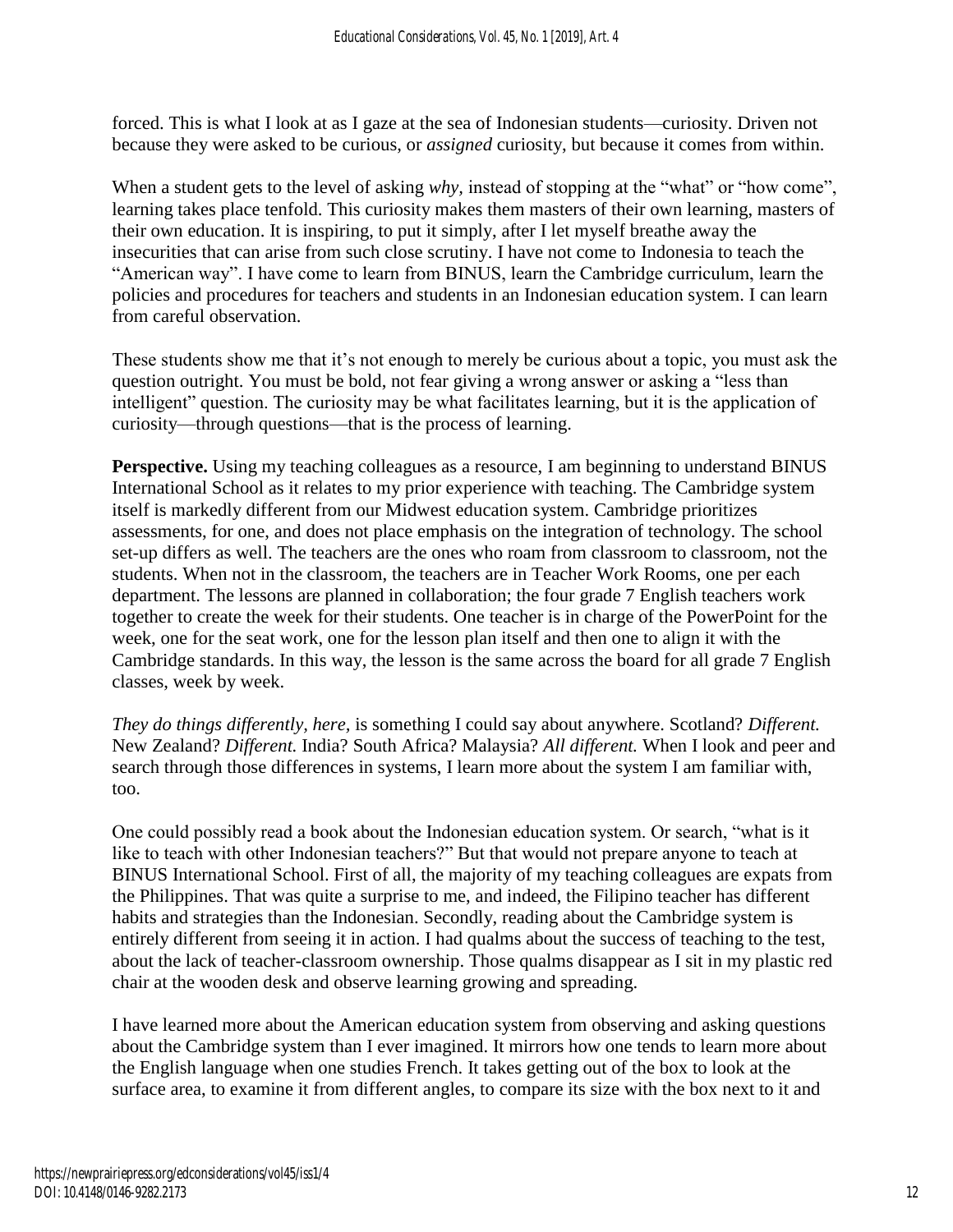forced. This is what I look at as I gaze at the sea of Indonesian students—curiosity. Driven not because they were asked to be curious, or *assigned* curiosity, but because it comes from within.

When a student gets to the level of asking *why,* instead of stopping at the "what" or "how come", learning takes place tenfold. This curiosity makes them masters of their own learning, masters of their own education. It is inspiring, to put it simply, after I let myself breathe away the insecurities that can arise from such close scrutiny. I have not come to Indonesia to teach the "American way". I have come to learn from BINUS, learn the Cambridge curriculum, learn the policies and procedures for teachers and students in an Indonesian education system. I can learn from careful observation.

These students show me that it's not enough to merely be curious about a topic, you must ask the question outright. You must be bold, not fear giving a wrong answer or asking a "less than intelligent" question. The curiosity may be what facilitates learning, but it is the application of curiosity—through questions—that is the process of learning.

**Perspective.** Using my teaching colleagues as a resource, I am beginning to understand BINUS International School as it relates to my prior experience with teaching. The Cambridge system itself is markedly different from our Midwest education system. Cambridge prioritizes assessments, for one, and does not place emphasis on the integration of technology. The school set-up differs as well. The teachers are the ones who roam from classroom to classroom, not the students. When not in the classroom, the teachers are in Teacher Work Rooms, one per each department. The lessons are planned in collaboration; the four grade 7 English teachers work together to create the week for their students. One teacher is in charge of the PowerPoint for the week, one for the seat work, one for the lesson plan itself and then one to align it with the Cambridge standards. In this way, the lesson is the same across the board for all grade 7 English classes, week by week.

*They do things differently, here,* is something I could say about anywhere. Scotland? *Different.* New Zealand? *Different.* India? South Africa? Malaysia? *All different.* When I look and peer and search through those differences in systems, I learn more about the system I am familiar with, too.

One could possibly read a book about the Indonesian education system. Or search, "what is it like to teach with other Indonesian teachers?" But that would not prepare anyone to teach at BINUS International School. First of all, the majority of my teaching colleagues are expats from the Philippines. That was quite a surprise to me, and indeed, the Filipino teacher has different habits and strategies than the Indonesian. Secondly, reading about the Cambridge system is entirely different from seeing it in action. I had qualms about the success of teaching to the test, about the lack of teacher-classroom ownership. Those qualms disappear as I sit in my plastic red chair at the wooden desk and observe learning growing and spreading.

I have learned more about the American education system from observing and asking questions about the Cambridge system than I ever imagined. It mirrors how one tends to learn more about the English language when one studies French. It takes getting out of the box to look at the surface area, to examine it from different angles, to compare its size with the box next to it and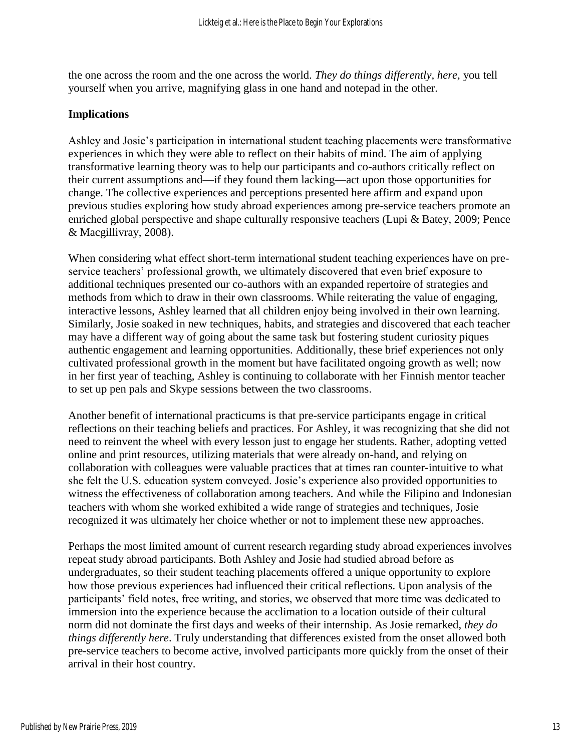the one across the room and the one across the world. *They do things differently, here,* you tell yourself when you arrive, magnifying glass in one hand and notepad in the other.

## Implications

Ashley and Josie's participation in international student teaching placements were transformative experiences in which they were able to reflect on their habits of mind. The aim of applying transformative learning theory was to help our participants and co-authors critically reflect on their current assumptions and—if they found them lacking—act upon those opportunities for change. The collective experiences and perceptions presented here affirm and expand upon previous studies exploring how study abroad experiences among pre-service teachers promote an enriched global perspective and shape culturally responsive teachers (Lupi & Batey, 2009; Pence & Macgillivray, 2008).

When considering what effect short-term international student teaching experiences have on pre-service teachers' professional growth, we ultimately discovered that even brief exposure to additional techniques presented our co-authors with an expanded repertoire of strategies and methods from which to draw in their own classrooms. While reiterating the value of engaging, interactive lessons, Ashley learned that all children enjoy being involved in their own learning. Similarly, Josie soaked in new techniques, habits, and strategies and discovered that each teacher may have a different way of going about the same task but fostering student curiosity piques authentic engagement and learning opportunities. Additionally, these brief experiences not only cultivated professional growth in the moment but have facilitated ongoing growth as well; now in her first year of teaching, Ashley is continuing to collaborate with her Finnish mentor teacher to set up pen pals and Skype sessions between the two classrooms.

Another benefit of international practicums is that pre-service participants engage in critical reflections on their teaching beliefs and practices. For Ashley, it was recognizing that she did not need to reinvent the wheel with every lesson just to engage her students. Rather, adopting vetted online and print resources, utilizing materials that were already on-hand, and relying on collaboration with colleagues were valuable practices that at times ran counter-intuitive to what she felt the U.S. education system conveyed. Josie's experience also provided opportunities to witness the effectiveness of collaboration among teachers. And while the Filipino and Indonesian teachers with whom she worked exhibited a wide range of strategies and techniques, Josie recognized it was ultimately her choice whether or not to implement these new approaches.

Perhaps the most limited amount of current research regarding study abroad experiences involves repeat study abroad participants. Both Ashley and Josie had studied abroad before as undergraduates, so their student teaching placements offered a unique opportunity to explore how those previous experiences had influenced their critical reflections. Upon analysis of the participants' field notes, free writing, and stories, we observed that more time was dedicated to immersion into the experience because the acclimation to a location outside of their cultural norm did not dominate the first days and weeks of their internship. As Josie remarked, *they do things differently here*. Truly understanding that differences existed from the onset allowed both pre-service teachers to become active, involved participants more quickly from the onset of their arrival in their host country.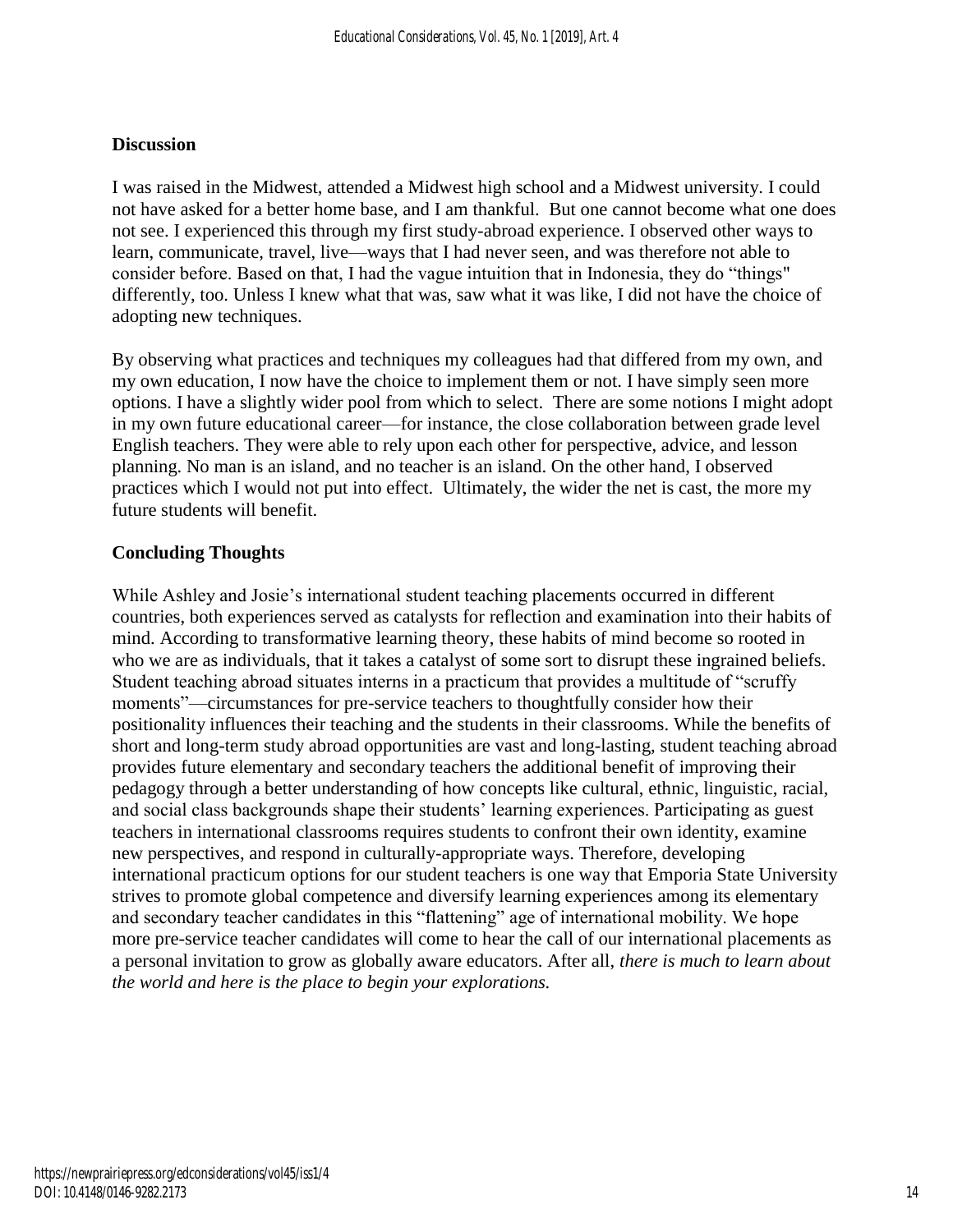## Discussion

I was raised in the Midwest, attended a Midwest high school and a Midwest university. I could not have asked for a better home base, and I am thankful. But one cannot become what one does not see. I experienced this through my first study-abroad experience. I observed other ways to learn, communicate, travel, live—ways that I had never seen, and was therefore not able to consider before. Based on that, I had the vague intuition that in Indonesia, they do "things" differently, too. Unless I knew what that was, saw what it was like, I did not have the choice of adopting new techniques.

By observing what practices and techniques my colleagues had that differed from my own, and my own education, I now have the choice to implement them or not. I have simply seen more options. I have a slightly wider pool from which to select. There are some notions I might adopt in my own future educational career—for instance, the close collaboration between grade level English teachers. They were able to rely upon each other for perspective, advice, and lesson planning. No man is an island, and no teacher is an island. On the other hand, I observed practices which I would not put into effect. Ultimately, the wider the net is cast, the more my future students will benefit.

## Concluding Thoughts

While Ashley and Josie's international student teaching placements occurred in different countries, both experiences served as catalysts for reflection and examination into their habits of mind. According to transformative learning theory, these habits of mind become so rooted in who we are as individuals, that it takes a catalyst of some sort to disrupt these ingrained beliefs. Student teaching abroad situates interns in a practicum that provides a multitude of "scruffy moments"—circumstances for pre-service teachers to thoughtfully consider how their positionality influences their teaching and the students in their classrooms. While the benefits of short and long-term study abroad opportunities are vast and long-lasting, student teaching abroad provides future elementary and secondary teachers the additional benefit of improving their pedagogy through a better understanding of how concepts like cultural, ethnic, linguistic, racial, and social class backgrounds shape their students' learning experiences. Participating as guest teachers in international classrooms requires students to confront their own identity, examine new perspectives, and respond in culturally-appropriate ways. Therefore, developing international practicum options for our student teachers is one way that Emporia State University strives to promote global competence and diversify learning experiences among its elementary and secondary teacher candidates in this "flattening" age of international mobility. We hope more pre-service teacher candidates will come to hear the call of our international placements as a personal invitation to grow as globally aware educators. After all, *there is much to learn about the world and here is the place to begin your explorations.*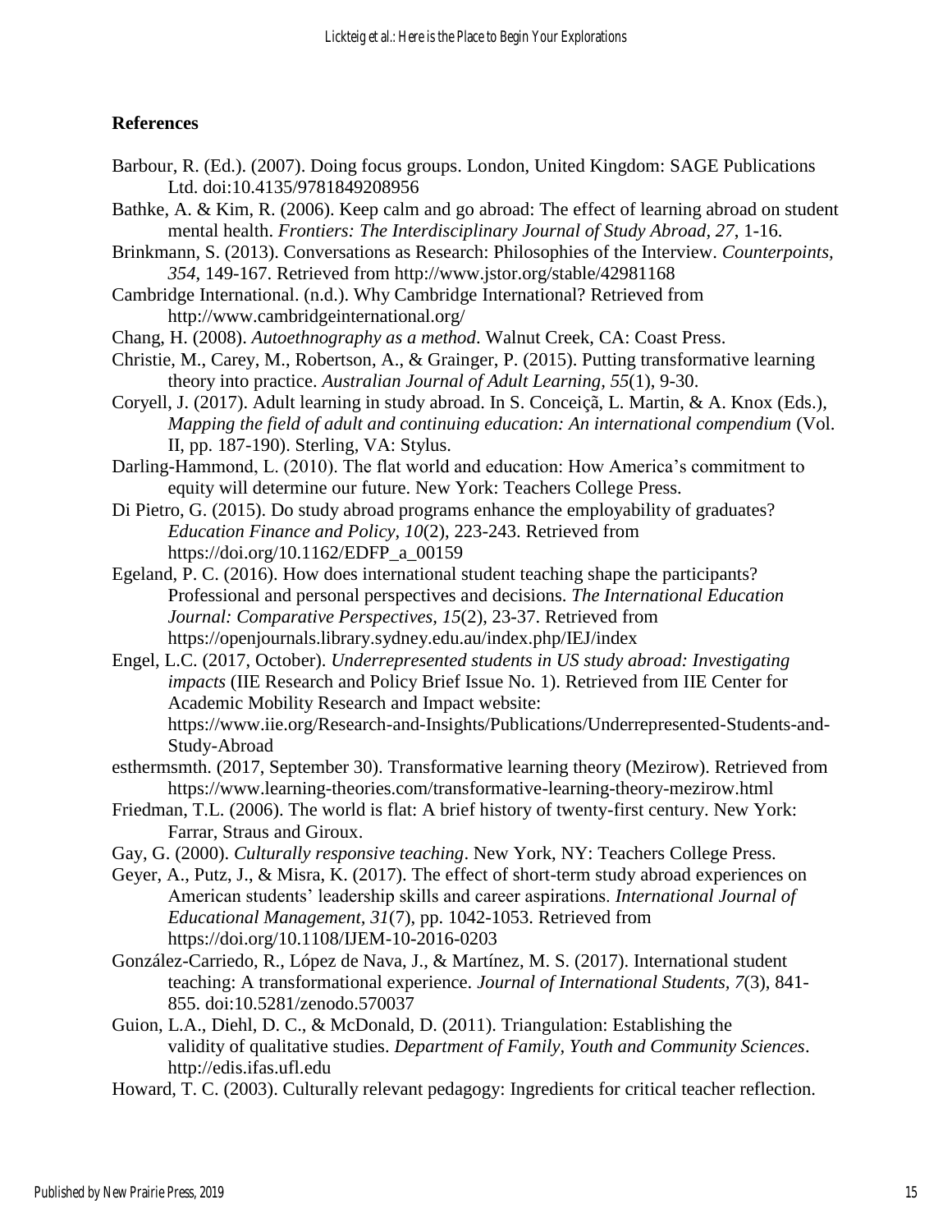## References

Barbour, R. (Ed.). (2007). Doing focus groups. London, United Kingdom: SAGE Publications Ltd. doi:10.4135/9781849208956

Bathke, A. & Kim, R. (2006). Keep calm and go abroad: The effect of learning abroad on student mental health. *Frontiers: The Interdisciplinary Journal of Study Abroad, 27*, 1-16.

Brinkmann, S. (2013). Conversations as Research: Philosophies of the Interview. *Counterpoints, 354*, 149-167. Retrieved from http://www.jstor.org/stable/42981168

Cambridge International. (n.d.). Why Cambridge International? Retrieved from http://www.cambridgeinternational.org/

Chang, H. (2008). *Autoethnography as a method*. Walnut Creek, CA: Coast Press.

Christie, M., Carey, M., Robertson, A., & Grainger, P. (2015). Putting transformative learning theory into practice. *Australian Journal of Adult Learning, 55*(1), 9-30.

Coryell, J. (2017). Adult learning in study abroad. In S. Conceiçã, L. Martin, & A. Knox (Eds.), *Mapping the field of adult and continuing education: An international compendium* (Vol. II, pp. 187-190). Sterling, VA: Stylus.

Darling-Hammond, L. (2010). The flat world and education: How America's commitment to equity will determine our future. New York: Teachers College Press.

Di Pietro, G. (2015). Do study abroad programs enhance the employability of graduates? *Education Finance and Policy, 10*(2), 223-243. Retrieved from https://doi.org/10.1162/EDFP_a_00159

Egeland, P. C. (2016). How does international student teaching shape the participants? Professional and personal perspectives and decisions. *The International Education Journal: Comparative Perspectives, 15*(2), 23-37. Retrieved from https://openjournals.library.sydney.edu.au/index.php/IEJ/index

Engel, L.C. (2017, October). *Underrepresented students in US study abroad: Investigating impacts* (IIE Research and Policy Brief Issue No. 1). Retrieved from IIE Center for Academic Mobility Research and Impact website: https://www.iie.org/Research-and-Insights/Publications/Underrepresented-Students-and-Study-Abroad

esthermsmth. (2017, September 30). Transformative learning theory (Mezirow). Retrieved from https://www.learning-theories.com/transformative-learning-theory-mezirow.html

Friedman, T.L. (2006). The world is flat: A brief history of twenty-first century. New York: Farrar, Straus and Giroux.

Gay, G. (2000). *Culturally responsive teaching*. New York, NY: Teachers College Press.

Geyer, A., Putz, J., & Misra, K. (2017). The effect of short-term study abroad experiences on American students' leadership skills and career aspirations. *International Journal of Educational Management, 31*(7), pp. 1042-1053. Retrieved from https://doi.org/10.1108/IJEM-10-2016-0203

González-Carriedo, R., López de Nava, J., & Martínez, M. S. (2017). International student teaching: A transformational experience. *Journal of International Students, 7*(3), 841-855. doi:10.5281/zenodo.570037

Guion, L.A., Diehl, D. C., & McDonald, D. (2011). Triangulation: Establishing the validity of qualitative studies. *Department of Family, Youth and Community Sciences*. http://edis.ifas.ufl.edu

Howard, T. C. (2003). Culturally relevant pedagogy: Ingredients for critical teacher reflection.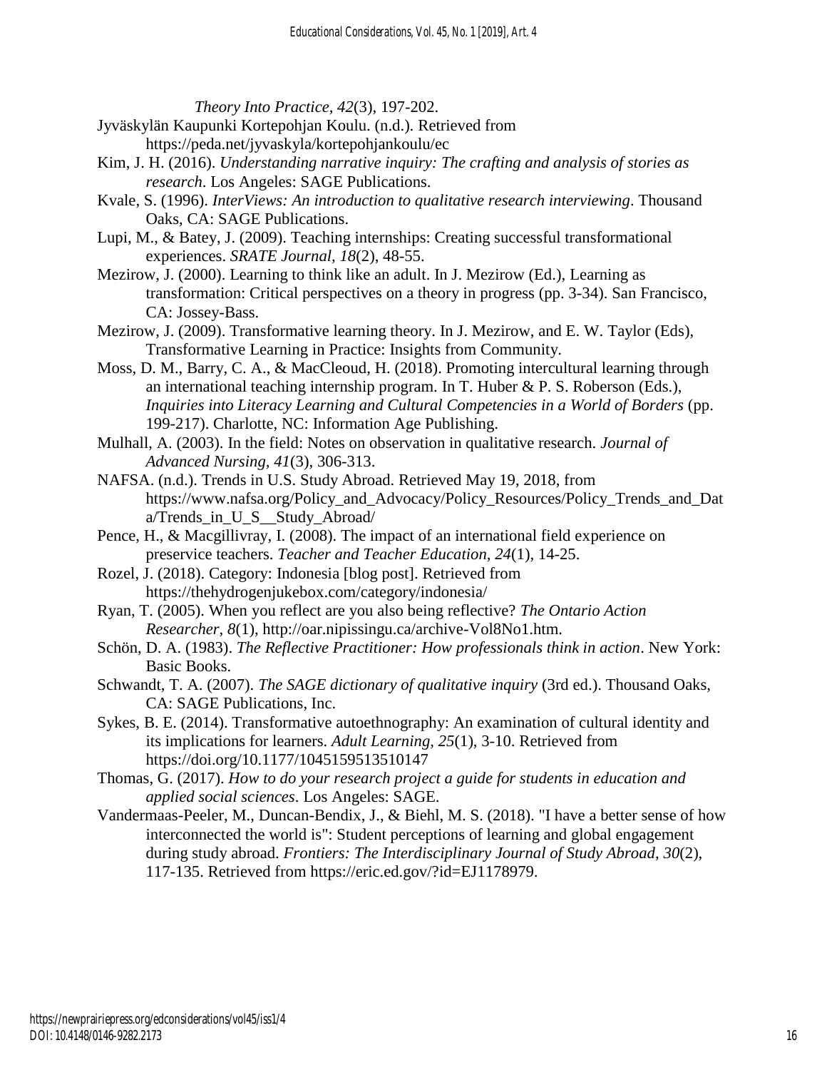*Theory Into Practice, 42*(3), 197-202.

Jyväskylän Kaupunki Kortepohjan Koulu. (n.d.). Retrieved from https://peda.net/jyvaskyla/kortepohjankoulu/ec

Kim, J. H. (2016). *Understanding narrative inquiry: The crafting and analysis of stories as research*. Los Angeles: SAGE Publications.

Kvale, S. (1996). *InterViews: An introduction to qualitative research interviewing*. Thousand Oaks, CA: SAGE Publications.

Lupi, M., & Batey, J. (2009). Teaching internships: Creating successful transformational experiences. *SRATE Journal, 18*(2), 48-55.

Mezirow, J. (2000). Learning to think like an adult. In J. Mezirow (Ed.), Learning as transformation: Critical perspectives on a theory in progress (pp. 3-34). San Francisco, CA: Jossey-Bass.

Mezirow, J. (2009). Transformative learning theory. In J. Mezirow, and E. W. Taylor (Eds), Transformative Learning in Practice: Insights from Community.

Moss, D. M., Barry, C. A., & MacCleoud, H. (2018). Promoting intercultural learning through an international teaching internship program. In T. Huber & P. S. Roberson (Eds.), *Inquiries into Literacy Learning and Cultural Competencies in a World of Borders* (pp. 199-217). Charlotte, NC: Information Age Publishing.

Mulhall, A. (2003). In the field: Notes on observation in qualitative research. *Journal of Advanced Nursing, 41*(3), 306-313.

NAFSA. (n.d.). Trends in U.S. Study Abroad. Retrieved May 19, 2018, from https://www.nafsa.org/Policy_and_Advocacy/Policy_Resources/Policy_Trends_and_Data/Trends_in_U_S__Study_Abroad/

Pence, H., & Macgillivray, I. (2008). The impact of an international field experience on preservice teachers. *Teacher and Teacher Education, 24*(1), 14-25.

Rozel, J. (2018). Category: Indonesia [blog post]. Retrieved from https://thehydrogenjukebox.com/category/indonesia/

Ryan, T. (2005). When you reflect are you also being reflective? *The Ontario Action Researcher, 8*(1), http://oar.nipissingu.ca/archive-Vol8No1.htm.

Schön, D. A. (1983). *The Reflective Practitioner: How professionals think in action*. New York: Basic Books.

Schwandt, T. A. (2007). *The SAGE dictionary of qualitative inquiry* (3rd ed.). Thousand Oaks, CA: SAGE Publications, Inc.

Sykes, B. E. (2014). Transformative autoethnography: An examination of cultural identity and its implications for learners. *Adult Learning, 25*(1), 3-10. Retrieved from https://doi.org/10.1177/1045159513510147

Thomas, G. (2017). *How to do your research project a guide for students in education and applied social sciences*. Los Angeles: SAGE.

Vandermaas-Peeler, M., Duncan-Bendix, J., & Biehl, M. S. (2018). "I have a better sense of how interconnected the world is": Student perceptions of learning and global engagement during study abroad. *Frontiers: The Interdisciplinary Journal of Study Abroad, 30*(2), 117-135. Retrieved from https://eric.ed.gov/?id=EJ1178979.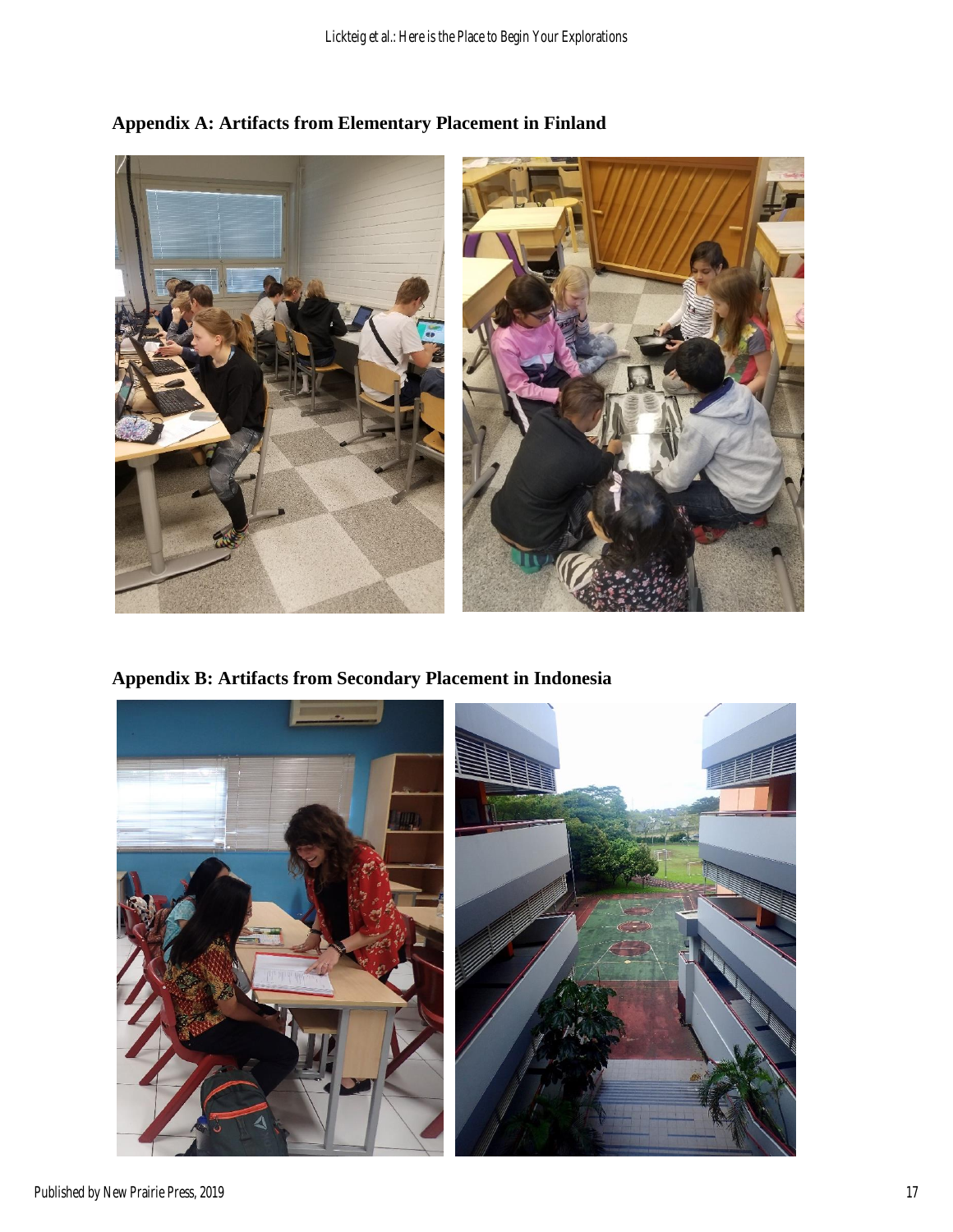## Appendix A: Artifacts from Elementary Placement in Finland

## Appendix B: Artifacts from Secondary Placement in Indonesia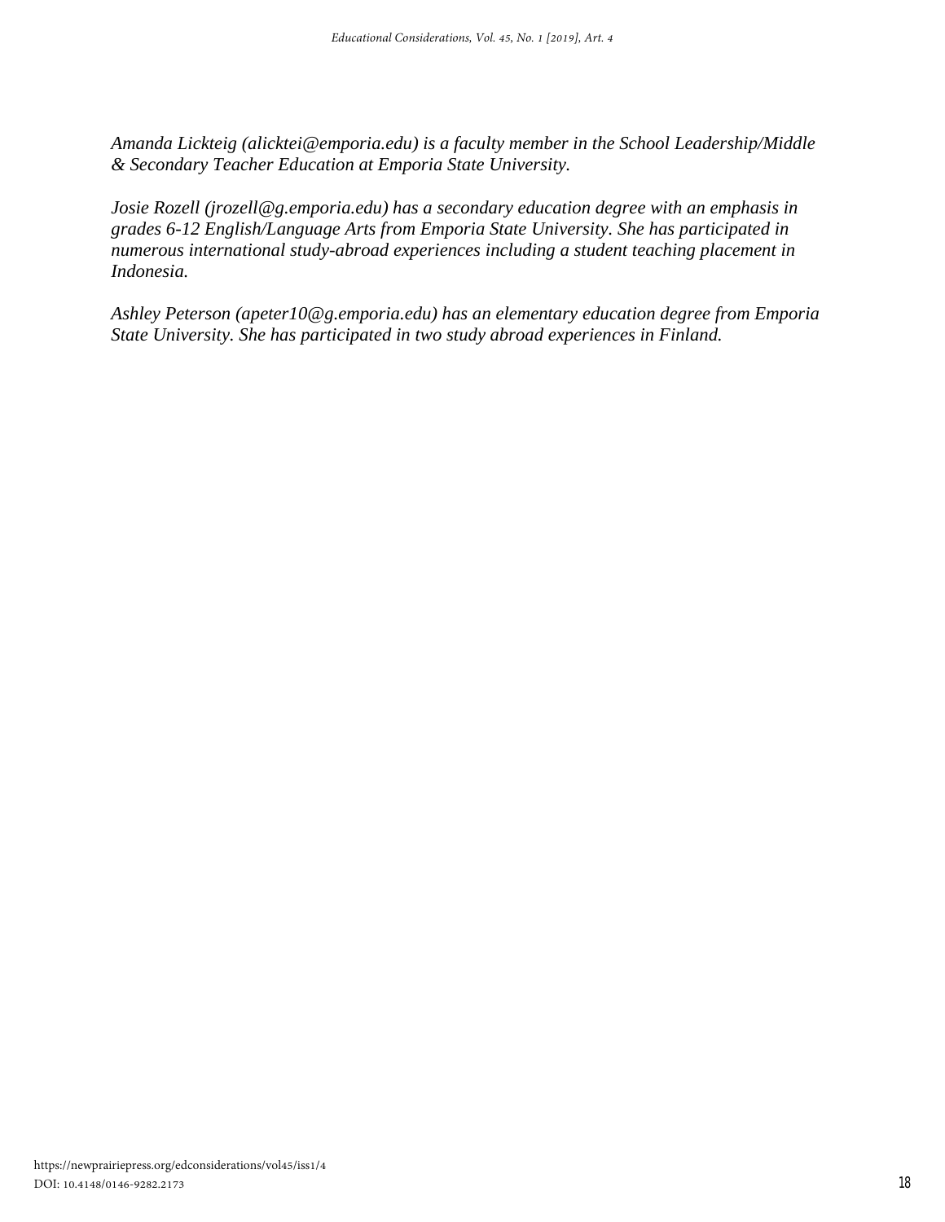*Amanda Lickteig (alicktei@emporia.edu) is a faculty member in the School Leadership/Middle & Secondary Teacher Education at Emporia State University.*

*Josie Rozell (jrozell@g.emporia.edu) has a secondary education degree with an emphasis in grades 6-12 English/Language Arts from Emporia State University. She has participated in numerous international study-abroad experiences including a student teaching placement in Indonesia.*

*Ashley Peterson (apeter10@g.emporia.edu) has an elementary education degree from Emporia State University. She has participated in two study abroad experiences in Finland.*